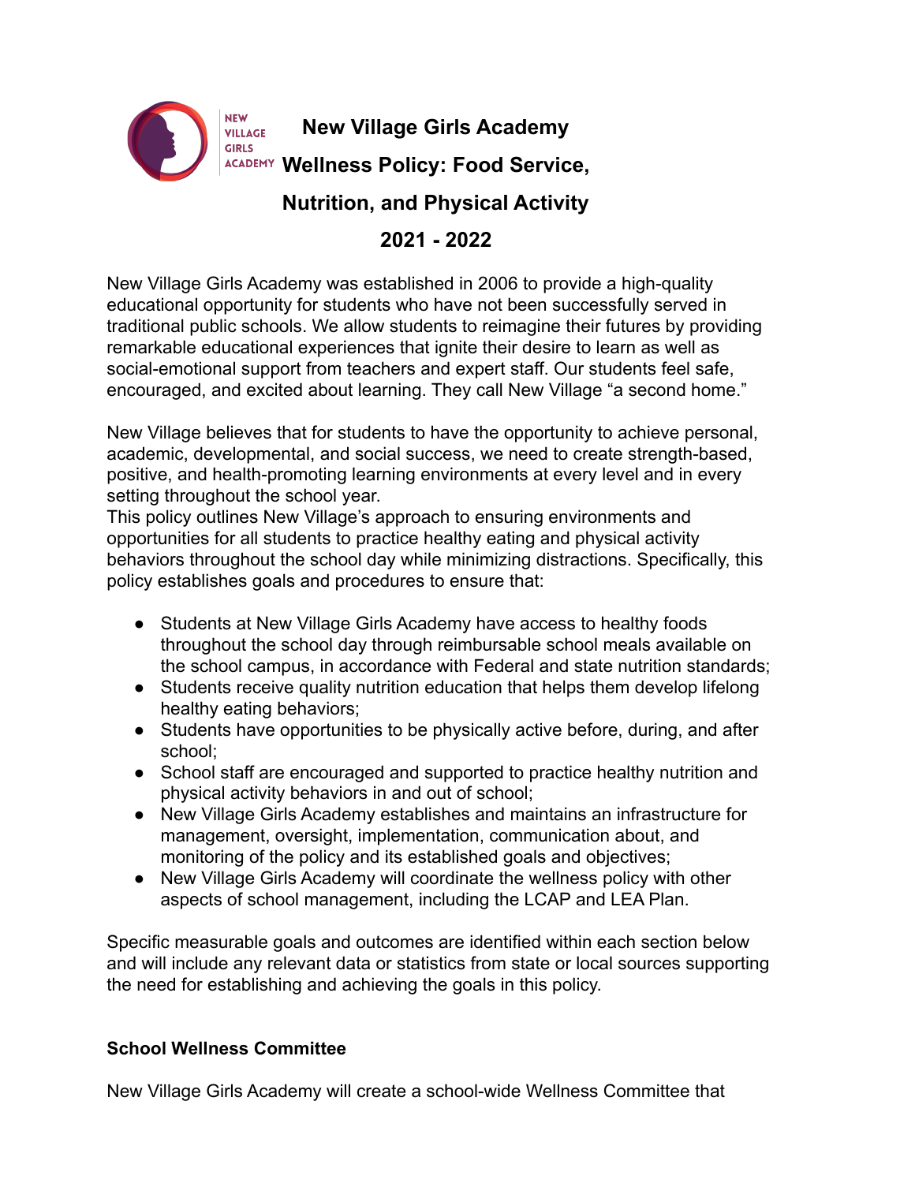# New Village Girls Academy
# Wellness Policy: Food Service, Nutrition, and Physical Activity
# 2021 - 2022

New Village Girls Academy was established in 2006 to provide a high-quality educational opportunity for students who have not been successfully served in traditional public schools. We allow students to reimagine their futures by providing remarkable educational experiences that ignite their desire to learn as well as social-emotional support from teachers and expert staff. Our students feel safe, encouraged, and excited about learning. They call New Village "a second home."

New Village believes that for students to have the opportunity to achieve personal, academic, developmental, and social success, we need to create strength-based, positive, and health-promoting learning environments at every level and in every setting throughout the school year.
This policy outlines New Village's approach to ensuring environments and opportunities for all students to practice healthy eating and physical activity behaviors throughout the school day while minimizing distractions. Specifically, this policy establishes goals and procedures to ensure that:

- Students at New Village Girls Academy have access to healthy foods throughout the school day through reimbursable school meals available on the school campus, in accordance with Federal and state nutrition standards;
- Students receive quality nutrition education that helps them develop lifelong healthy eating behaviors;
- Students have opportunities to be physically active before, during, and after school;
- School staff are encouraged and supported to practice healthy nutrition and physical activity behaviors in and out of school;
- New Village Girls Academy establishes and maintains an infrastructure for management, oversight, implementation, communication about, and monitoring of the policy and its established goals and objectives;
- New Village Girls Academy will coordinate the wellness policy with other aspects of school management, including the LCAP and LEA Plan.

Specific measurable goals and outcomes are identified within each section below and will include any relevant data or statistics from state or local sources supporting the need for establishing and achieving the goals in this policy.

## School Wellness Committee

New Village Girls Academy will create a school-wide Wellness Committee that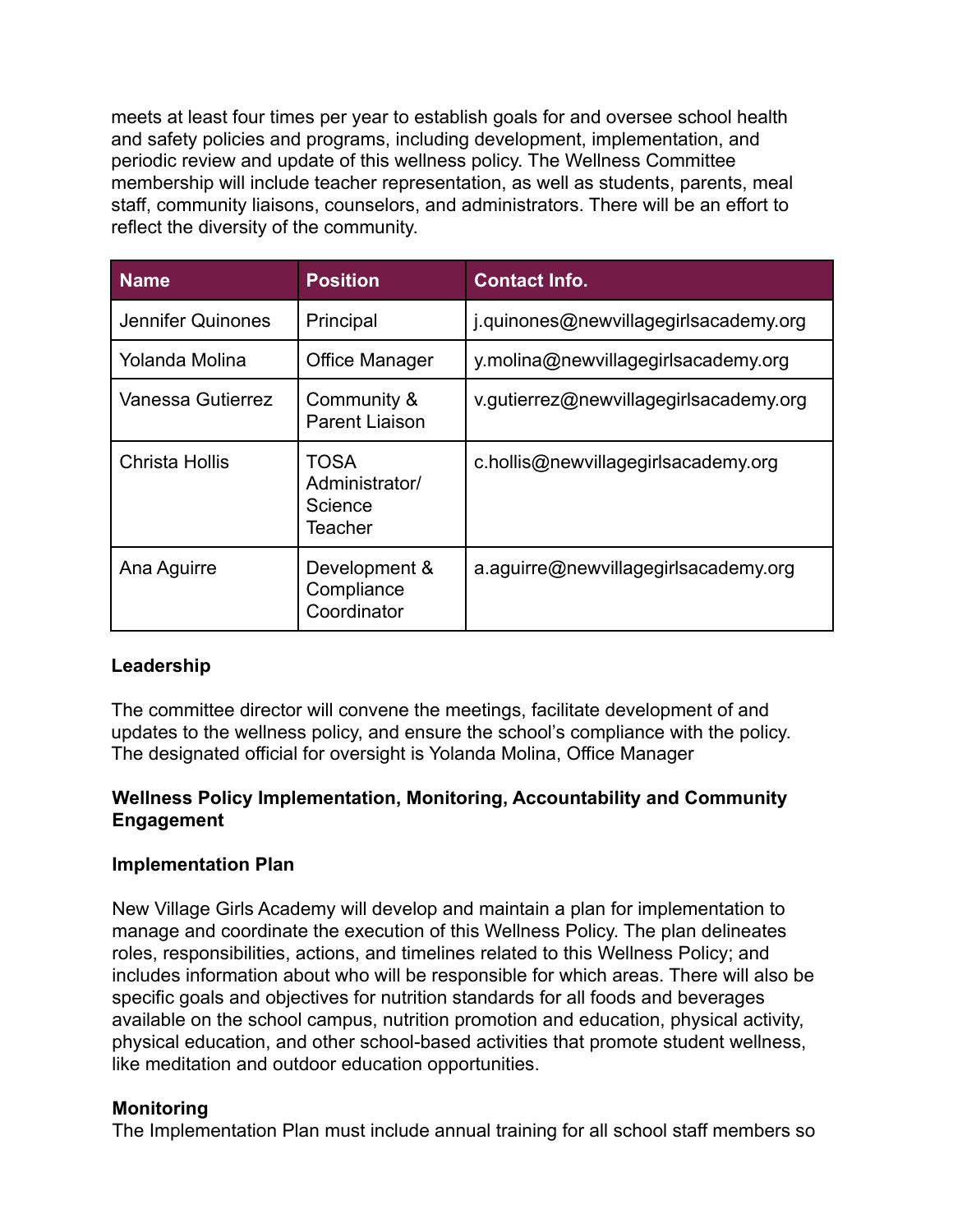meets at least four times per year to establish goals for and oversee school health and safety policies and programs, including development, implementation, and periodic review and update of this wellness policy. The Wellness Committee membership will include teacher representation, as well as students, parents, meal staff, community liaisons, counselors, and administrators. There will be an effort to reflect the diversity of the community.

| Name | Position | Contact Info. |
| --- | --- | --- |
| Jennifer Quinones | Principal | j.quinones@newvillagegirlsacademy.org |
| Yolanda Molina | Office Manager | y.molina@newvillagegirlsacademy.org |
| Vanessa Gutierrez | Community & Parent Liaison | v.gutierrez@newvillagegirlsacademy.org |
| Christa Hollis | TOSA Administrator/ Science Teacher | c.hollis@newvillagegirlsacademy.org |
| Ana Aguirre | Development & Compliance Coordinator | a.aguirre@newvillagegirlsacademy.org |

**Leadership**

The committee director will convene the meetings, facilitate development of and updates to the wellness policy, and ensure the school's compliance with the policy. The designated official for oversight is Yolanda Molina, Office Manager

**Wellness Policy Implementation, Monitoring, Accountability and Community Engagement**

**Implementation Plan**

New Village Girls Academy will develop and maintain a plan for implementation to manage and coordinate the execution of this Wellness Policy. The plan delineates roles, responsibilities, actions, and timelines related to this Wellness Policy; and includes information about who will be responsible for which areas. There will also be specific goals and objectives for nutrition standards for all foods and beverages available on the school campus, nutrition promotion and education, physical activity, physical education, and other school-based activities that promote student wellness, like meditation and outdoor education opportunities.

**Monitoring**

The Implementation Plan must include annual training for all school staff members so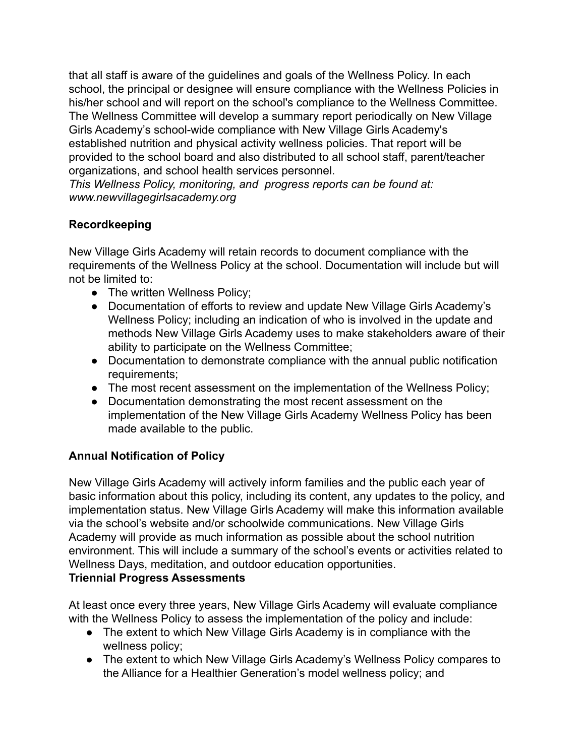that all staff is aware of the guidelines and goals of the Wellness Policy. In each school, the principal or designee will ensure compliance with the Wellness Policies in his/her school and will report on the school's compliance to the Wellness Committee. The Wellness Committee will develop a summary report periodically on New Village Girls Academy's school-wide compliance with New Village Girls Academy's established nutrition and physical activity wellness policies. That report will be provided to the school board and also distributed to all school staff, parent/teacher organizations, and school health services personnel.
*This Wellness Policy, monitoring, and progress reports can be found at: www.newvillagegirlsacademy.org*

**Recordkeeping**

New Village Girls Academy will retain records to document compliance with the requirements of the Wellness Policy at the school. Documentation will include but will not be limited to:

- The written Wellness Policy;
- Documentation of efforts to review and update New Village Girls Academy's Wellness Policy; including an indication of who is involved in the update and methods New Village Girls Academy uses to make stakeholders aware of their ability to participate on the Wellness Committee;
- Documentation to demonstrate compliance with the annual public notification requirements;
- The most recent assessment on the implementation of the Wellness Policy;
- Documentation demonstrating the most recent assessment on the implementation of the New Village Girls Academy Wellness Policy has been made available to the public.

**Annual Notification of Policy**

New Village Girls Academy will actively inform families and the public each year of basic information about this policy, including its content, any updates to the policy, and implementation status. New Village Girls Academy will make this information available via the school's website and/or schoolwide communications. New Village Girls Academy will provide as much information as possible about the school nutrition environment. This will include a summary of the school's events or activities related to Wellness Days, meditation, and outdoor education opportunities.

**Triennial Progress Assessments**

At least once every three years, New Village Girls Academy will evaluate compliance with the Wellness Policy to assess the implementation of the policy and include:

- The extent to which New Village Girls Academy is in compliance with the wellness policy;
- The extent to which New Village Girls Academy's Wellness Policy compares to the Alliance for a Healthier Generation's model wellness policy; and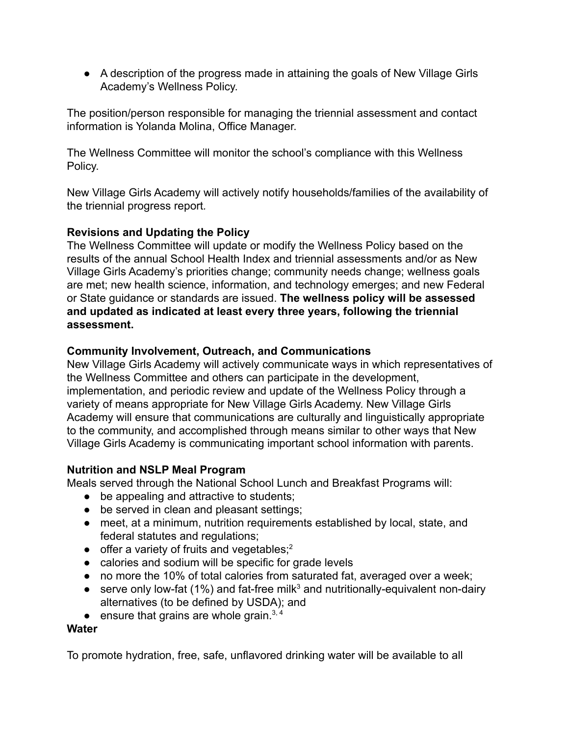- A description of the progress made in attaining the goals of New Village Girls Academy's Wellness Policy.

The position/person responsible for managing the triennial assessment and contact information is Yolanda Molina, Office Manager.

The Wellness Committee will monitor the school's compliance with this Wellness Policy.

New Village Girls Academy will actively notify households/families of the availability of the triennial progress report.

**Revisions and Updating the Policy**
The Wellness Committee will update or modify the Wellness Policy based on the results of the annual School Health Index and triennial assessments and/or as New Village Girls Academy's priorities change; community needs change; wellness goals are met; new health science, information, and technology emerges; and new Federal or State guidance or standards are issued. **The wellness policy will be assessed and updated as indicated at least every three years, following the triennial assessment.**

**Community Involvement, Outreach, and Communications**
New Village Girls Academy will actively communicate ways in which representatives of the Wellness Committee and others can participate in the development, implementation, and periodic review and update of the Wellness Policy through a variety of means appropriate for New Village Girls Academy. New Village Girls Academy will ensure that communications are culturally and linguistically appropriate to the community, and accomplished through means similar to other ways that New Village Girls Academy is communicating important school information with parents.

**Nutrition and NSLP Meal Program**
Meals served through the National School Lunch and Breakfast Programs will:

- be appealing and attractive to students;
- be served in clean and pleasant settings;
- meet, at a minimum, nutrition requirements established by local, state, and federal statutes and regulations;
- offer a variety of fruits and vegetables;[2]
- calories and sodium will be specific for grade levels
- no more the 10% of total calories from saturated fat, averaged over a week;
- serve only low-fat (1%) and fat-free milk[3] and nutritionally-equivalent non-dairy alternatives (to be defined by USDA); and
- ensure that grains are whole grain.[3, 4]

**Water**

To promote hydration, free, safe, unflavored drinking water will be available to all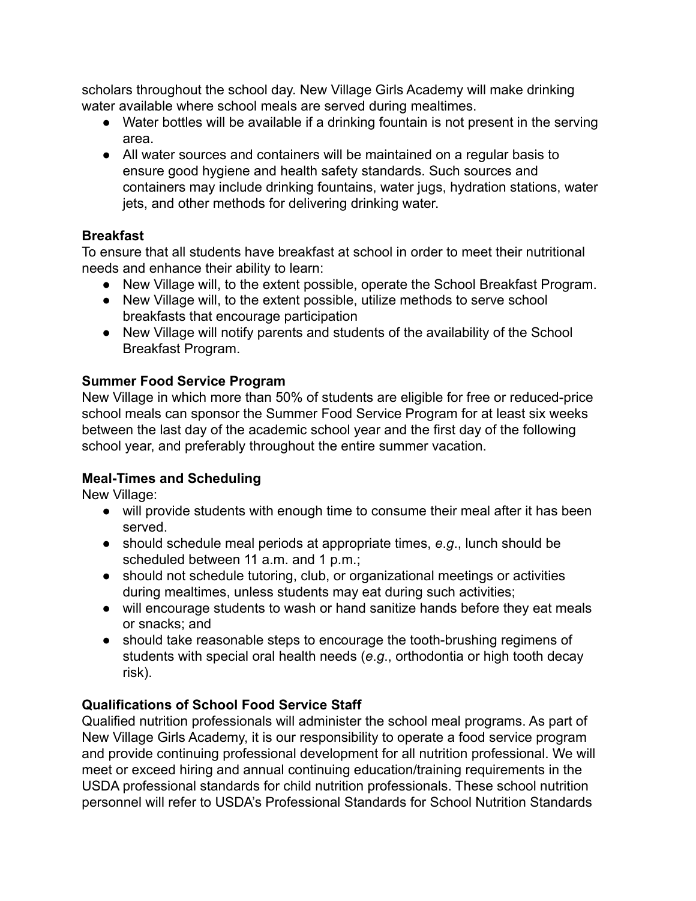scholars throughout the school day. New Village Girls Academy will make drinking water available where school meals are served during mealtimes.

- Water bottles will be available if a drinking fountain is not present in the serving area.
- All water sources and containers will be maintained on a regular basis to ensure good hygiene and health safety standards. Such sources and containers may include drinking fountains, water jugs, hydration stations, water jets, and other methods for delivering drinking water.

**Breakfast**

To ensure that all students have breakfast at school in order to meet their nutritional needs and enhance their ability to learn:

- New Village will, to the extent possible, operate the School Breakfast Program.
- New Village will, to the extent possible, utilize methods to serve school breakfasts that encourage participation
- New Village will notify parents and students of the availability of the School Breakfast Program.

**Summer Food Service Program**

New Village in which more than 50% of students are eligible for free or reduced-price school meals can sponsor the Summer Food Service Program for at least six weeks between the last day of the academic school year and the first day of the following school year, and preferably throughout the entire summer vacation.

**Meal-Times and Scheduling**

New Village:

- will provide students with enough time to consume their meal after it has been served.
- should schedule meal periods at appropriate times, *e.g*., lunch should be scheduled between 11 a.m. and 1 p.m.;
- should not schedule tutoring, club, or organizational meetings or activities during mealtimes, unless students may eat during such activities;
- will encourage students to wash or hand sanitize hands before they eat meals or snacks; and
- should take reasonable steps to encourage the tooth-brushing regimens of students with special oral health needs (*e.g*., orthodontia or high tooth decay risk).

**Qualifications of School Food Service Staff**

Qualified nutrition professionals will administer the school meal programs. As part of New Village Girls Academy, it is our responsibility to operate a food service program and provide continuing professional development for all nutrition professional. We will meet or exceed hiring and annual continuing education/training requirements in the USDA professional standards for child nutrition professionals. These school nutrition personnel will refer to USDA's Professional Standards for School Nutrition Standards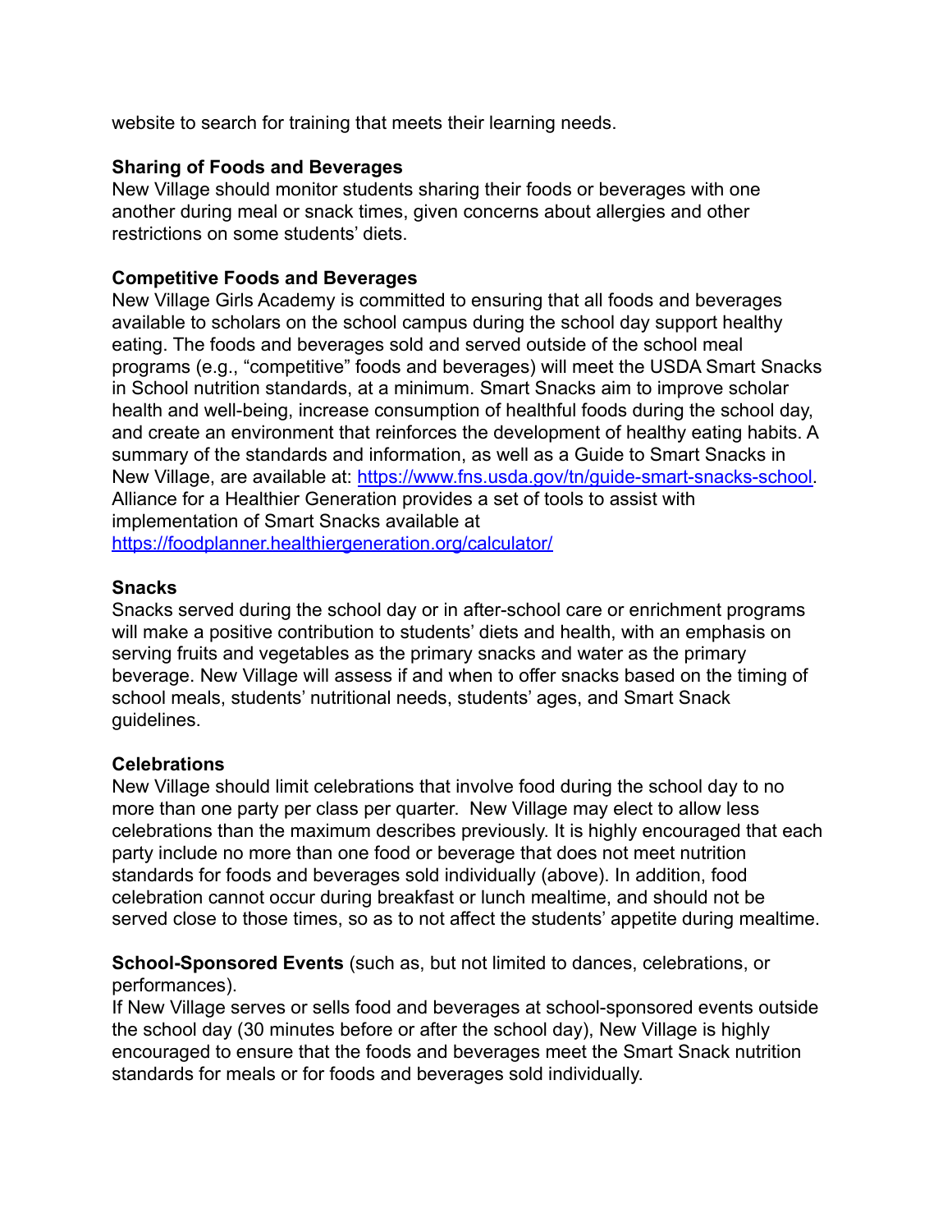website to search for training that meets their learning needs.

**Sharing of Foods and Beverages**
New Village should monitor students sharing their foods or beverages with one another during meal or snack times, given concerns about allergies and other restrictions on some students' diets.

**Competitive Foods and Beverages**
New Village Girls Academy is committed to ensuring that all foods and beverages available to scholars on the school campus during the school day support healthy eating. The foods and beverages sold and served outside of the school meal programs (e.g., "competitive" foods and beverages) will meet the USDA Smart Snacks in School nutrition standards, at a minimum. Smart Snacks aim to improve scholar health and well-being, increase consumption of healthful foods during the school day, and create an environment that reinforces the development of healthy eating habits. A summary of the standards and information, as well as a Guide to Smart Snacks in New Village, are available at: [https://www.fns.usda.gov/tn/guide-smart-snacks-school](https://www.fns.usda.gov/tn/guide-smart-snacks-school). Alliance for a Healthier Generation provides a set of tools to assist with implementation of Smart Snacks available at [https://foodplanner.healthiergeneration.org/calculator/](https://foodplanner.healthiergeneration.org/calculator/)

**Snacks**
Snacks served during the school day or in after-school care or enrichment programs will make a positive contribution to students' diets and health, with an emphasis on serving fruits and vegetables as the primary snacks and water as the primary beverage. New Village will assess if and when to offer snacks based on the timing of school meals, students' nutritional needs, students' ages, and Smart Snack guidelines.

**Celebrations**
New Village should limit celebrations that involve food during the school day to no more than one party per class per quarter. New Village may elect to allow less celebrations than the maximum describes previously. It is highly encouraged that each party include no more than one food or beverage that does not meet nutrition standards for foods and beverages sold individually (above). In addition, food celebration cannot occur during breakfast or lunch mealtime, and should not be served close to those times, so as to not affect the students' appetite during mealtime.

**School-Sponsored Events** (such as, but not limited to dances, celebrations, or performances).
If New Village serves or sells food and beverages at school-sponsored events outside the school day (30 minutes before or after the school day), New Village is highly encouraged to ensure that the foods and beverages meet the Smart Snack nutrition standards for meals or for foods and beverages sold individually.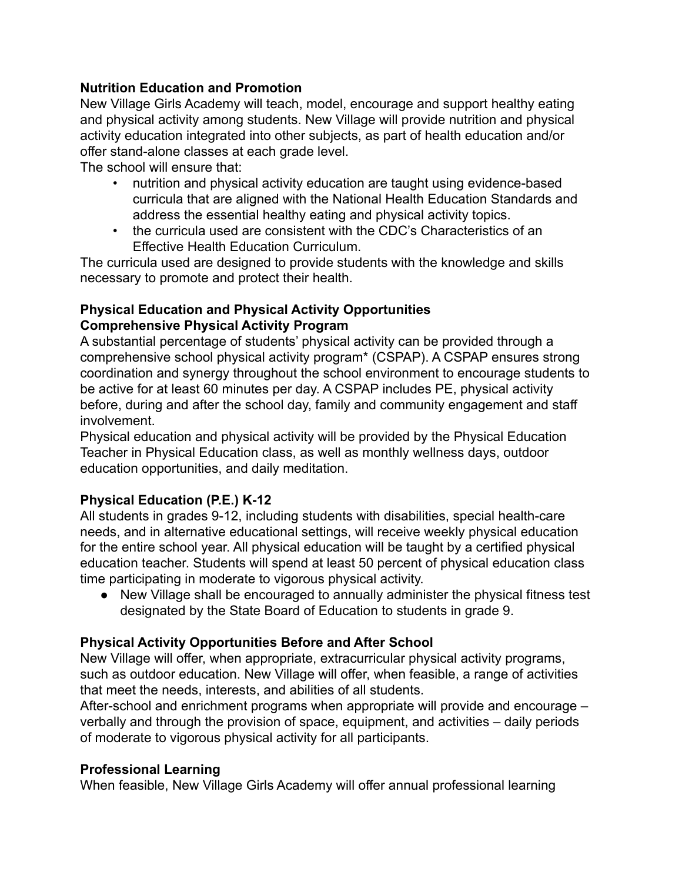**Nutrition Education and Promotion**

New Village Girls Academy will teach, model, encourage and support healthy eating and physical activity among students. New Village will provide nutrition and physical activity education integrated into other subjects, as part of health education and/or offer stand-alone classes at each grade level.

The school will ensure that:

- nutrition and physical activity education are taught using evidence-based curricula that are aligned with the National Health Education Standards and address the essential healthy eating and physical activity topics.
- the curricula used are consistent with the CDC's Characteristics of an Effective Health Education Curriculum.

The curricula used are designed to provide students with the knowledge and skills necessary to promote and protect their health.

**Physical Education and Physical Activity Opportunities**
**Comprehensive Physical Activity Program**

A substantial percentage of students' physical activity can be provided through a comprehensive school physical activity program* (CSPAP). A CSPAP ensures strong coordination and synergy throughout the school environment to encourage students to be active for at least 60 minutes per day. A CSPAP includes PE, physical activity before, during and after the school day, family and community engagement and staff involvement.

Physical education and physical activity will be provided by the Physical Education Teacher in Physical Education class, as well as monthly wellness days, outdoor education opportunities, and daily meditation.

**Physical Education (P.E.) K-12**

All students in grades 9-12, including students with disabilities, special health-care needs, and in alternative educational settings, will receive weekly physical education for the entire school year. All physical education will be taught by a certified physical education teacher. Students will spend at least 50 percent of physical education class time participating in moderate to vigorous physical activity.

- New Village shall be encouraged to annually administer the physical fitness test designated by the State Board of Education to students in grade 9.

**Physical Activity Opportunities Before and After School**

New Village will offer, when appropriate, extracurricular physical activity programs, such as outdoor education. New Village will offer, when feasible, a range of activities that meet the needs, interests, and abilities of all students.

After-school and enrichment programs when appropriate will provide and encourage – verbally and through the provision of space, equipment, and activities – daily periods of moderate to vigorous physical activity for all participants.

**Professional Learning**

When feasible, New Village Girls Academy will offer annual professional learning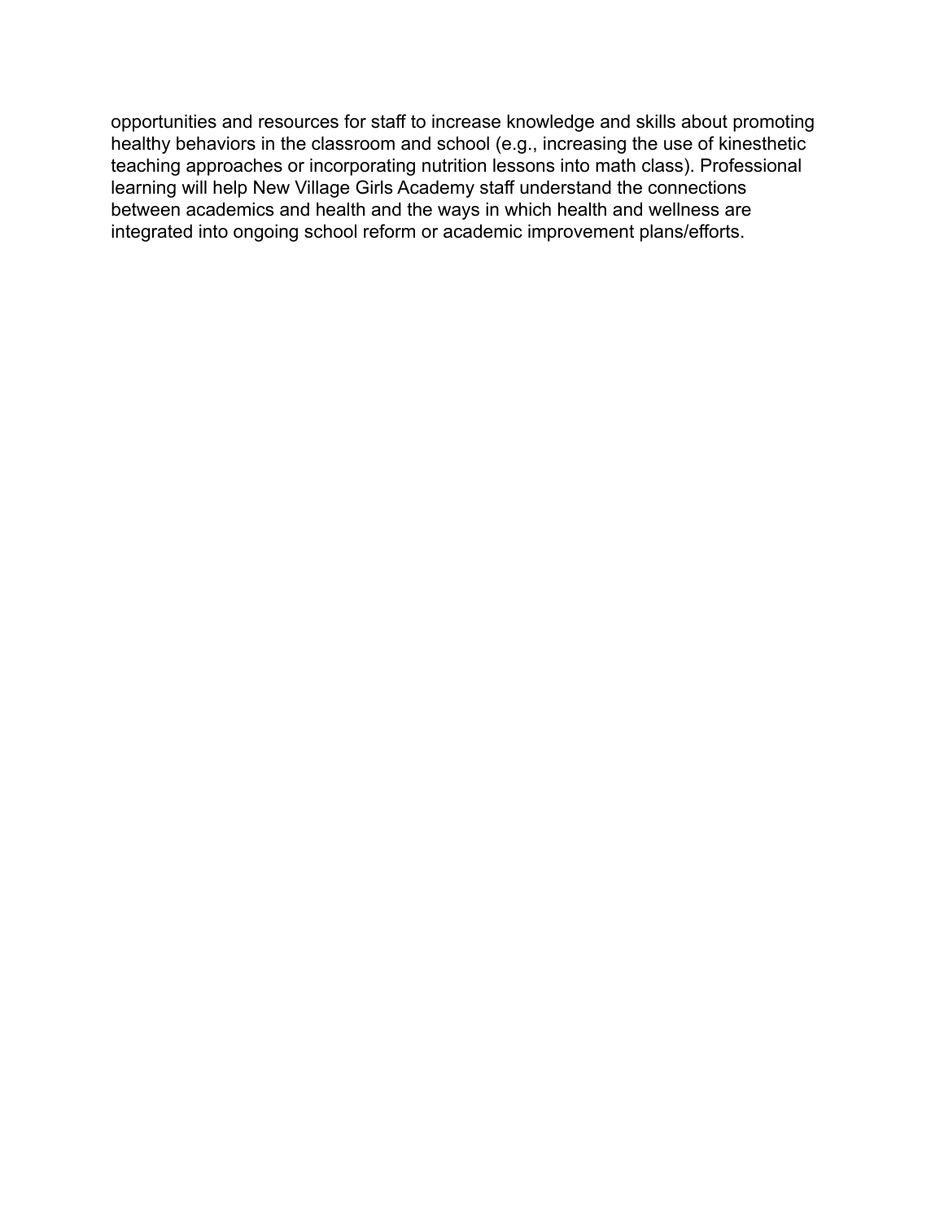opportunities and resources for staff to increase knowledge and skills about promoting healthy behaviors in the classroom and school (e.g., increasing the use of kinesthetic teaching approaches or incorporating nutrition lessons into math class). Professional learning will help New Village Girls Academy staff understand the connections between academics and health and the ways in which health and wellness are integrated into ongoing school reform or academic improvement plans/efforts.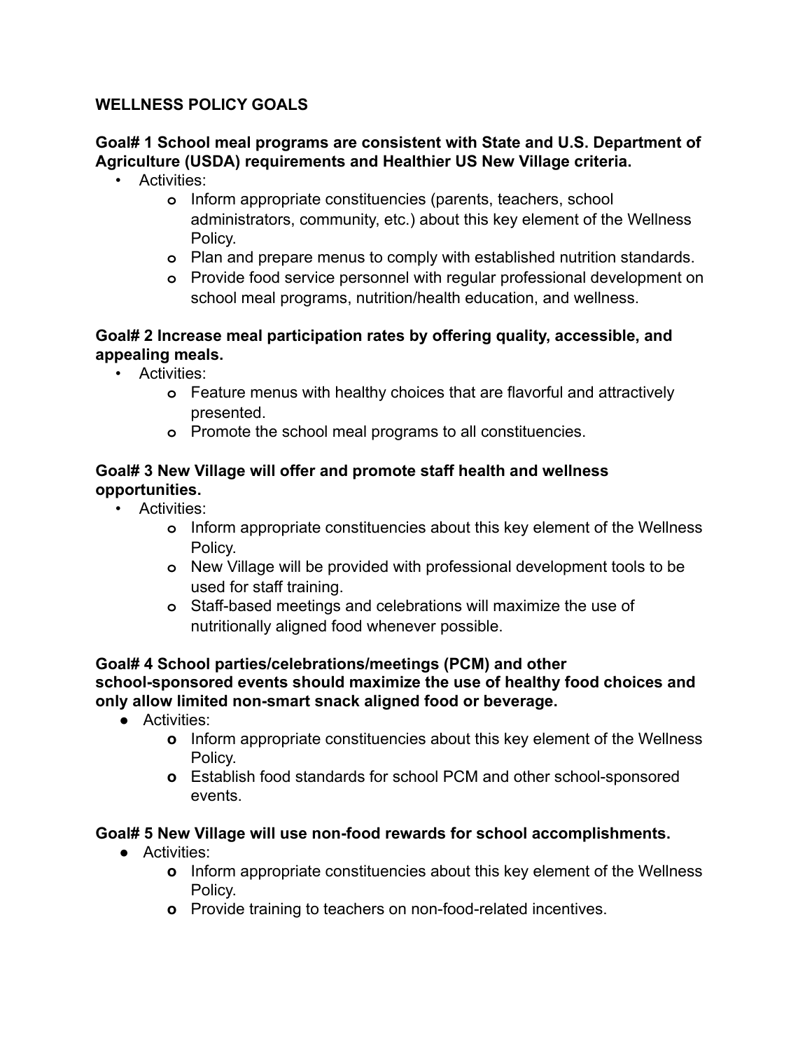**WELLNESS POLICY GOALS**

**Goal# 1 School meal programs are consistent with State and U.S. Department of Agriculture (USDA) requirements and Healthier US New Village criteria.**

- Activities:
  - Inform appropriate constituencies (parents, teachers, school administrators, community, etc.) about this key element of the Wellness Policy.
  - Plan and prepare menus to comply with established nutrition standards.
  - Provide food service personnel with regular professional development on school meal programs, nutrition/health education, and wellness.

**Goal# 2 Increase meal participation rates by offering quality, accessible, and appealing meals.**

- Activities:
  - Feature menus with healthy choices that are flavorful and attractively presented.
  - Promote the school meal programs to all constituencies.

**Goal# 3 New Village will offer and promote staff health and wellness opportunities.**

- Activities:
  - Inform appropriate constituencies about this key element of the Wellness Policy.
  - New Village will be provided with professional development tools to be used for staff training.
  - Staff-based meetings and celebrations will maximize the use of nutritionally aligned food whenever possible.

**Goal# 4 School parties/celebrations/meetings (PCM) and other school-sponsored events should maximize the use of healthy food choices and only allow limited non-smart snack aligned food or beverage.**

- Activities:
  - Inform appropriate constituencies about this key element of the Wellness Policy.
  - Establish food standards for school PCM and other school-sponsored events.

**Goal# 5 New Village will use non-food rewards for school accomplishments.**

- Activities:
  - Inform appropriate constituencies about this key element of the Wellness Policy.
  - Provide training to teachers on non-food-related incentives.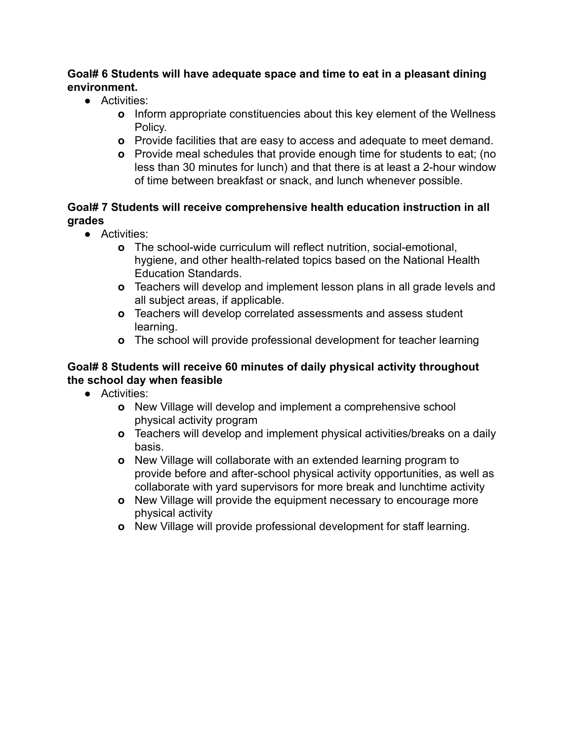**Goal# 6 Students will have adequate space and time to eat in a pleasant dining environment.**

- Activities:
  - Inform appropriate constituencies about this key element of the Wellness Policy.
  - Provide facilities that are easy to access and adequate to meet demand.
  - Provide meal schedules that provide enough time for students to eat; (no less than 30 minutes for lunch) and that there is at least a 2-hour window of time between breakfast or snack, and lunch whenever possible.

**Goal# 7 Students will receive comprehensive health education instruction in all grades**

- Activities:
  - The school-wide curriculum will reflect nutrition, social-emotional, hygiene, and other health-related topics based on the National Health Education Standards.
  - Teachers will develop and implement lesson plans in all grade levels and all subject areas, if applicable.
  - Teachers will develop correlated assessments and assess student learning.
  - The school will provide professional development for teacher learning

**Goal# 8 Students will receive 60 minutes of daily physical activity throughout the school day when feasible**

- Activities:
  - New Village will develop and implement a comprehensive school physical activity program
  - Teachers will develop and implement physical activities/breaks on a daily basis.
  - New Village will collaborate with an extended learning program to provide before and after-school physical activity opportunities, as well as collaborate with yard supervisors for more break and lunchtime activity
  - New Village will provide the equipment necessary to encourage more physical activity
  - New Village will provide professional development for staff learning.